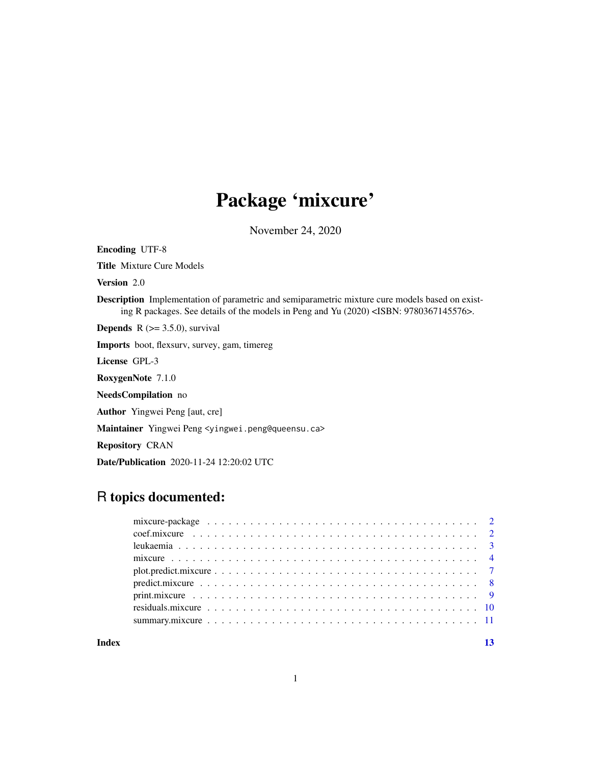# Package 'mixcure'

November 24, 2020

**Encoding** UTF-8

**Title** Mixture Cure Models

**Version** 2.0

**Description** Implementation of parametric and semiparametric mixture cure models based on existing R packages. See details of the models in Peng and Yu (2020) <ISBN: 9780367145576>.

**Depends** R (>= 3.5.0), survival

**Imports** boot, flexsurv, survey, gam, timereg

**License** GPL-3

**RoxygenNote** 7.1.0

**NeedsCompilation** no

**Author** Yingwei Peng [aut, cre]

**Maintainer** Yingwei Peng <yingwei.peng@queensu.ca>

**Repository** CRAN

**Date/Publication** 2020-11-24 12:20:02 UTC

## R topics documented:

| | |
|---|---|
| mixcure-package | 2 |
| coef.mixcure | 2 |
| leukaemia | 3 |
| mixcure | 4 |
| plot.predict.mixcure | 7 |
| predict.mixcure | 8 |
| print.mixcure | 9 |
| residuals.mixcure | 10 |
| summary.mixcure | 11 |
| **Index** | **13** |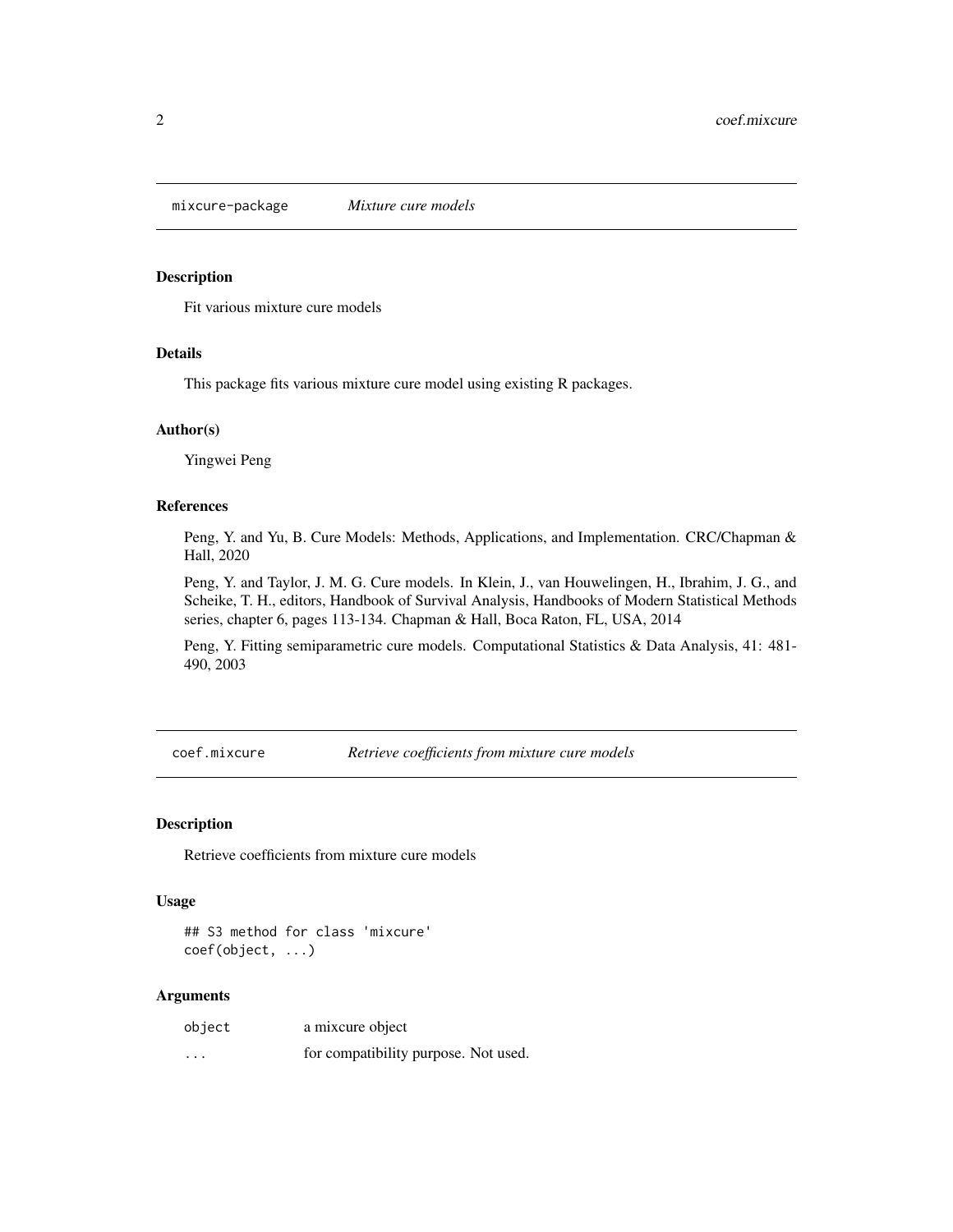## mixcure-package *Mixture cure models*

### Description

Fit various mixture cure models

### Details

This package fits various mixture cure model using existing R packages.

### Author(s)

Yingwei Peng

### References

Peng, Y. and Yu, B. Cure Models: Methods, Applications, and Implementation. CRC/Chapman & Hall, 2020

Peng, Y. and Taylor, J. M. G. Cure models. In Klein, J., van Houwelingen, H., Ibrahim, J. G., and Scheike, T. H., editors, Handbook of Survival Analysis, Handbooks of Modern Statistical Methods series, chapter 6, pages 113-134. Chapman & Hall, Boca Raton, FL, USA, 2014

Peng, Y. Fitting semiparametric cure models. Computational Statistics & Data Analysis, 41: 481-490, 2003

## coef.mixcure *Retrieve coefficients from mixture cure models*

### Description

Retrieve coefficients from mixture cure models

### Usage

```
## S3 method for class 'mixcure'
coef(object, ...)
```

### Arguments

| | |
|---|---|
| object | a mixcure object |
| ... | for compatibility purpose. Not used. |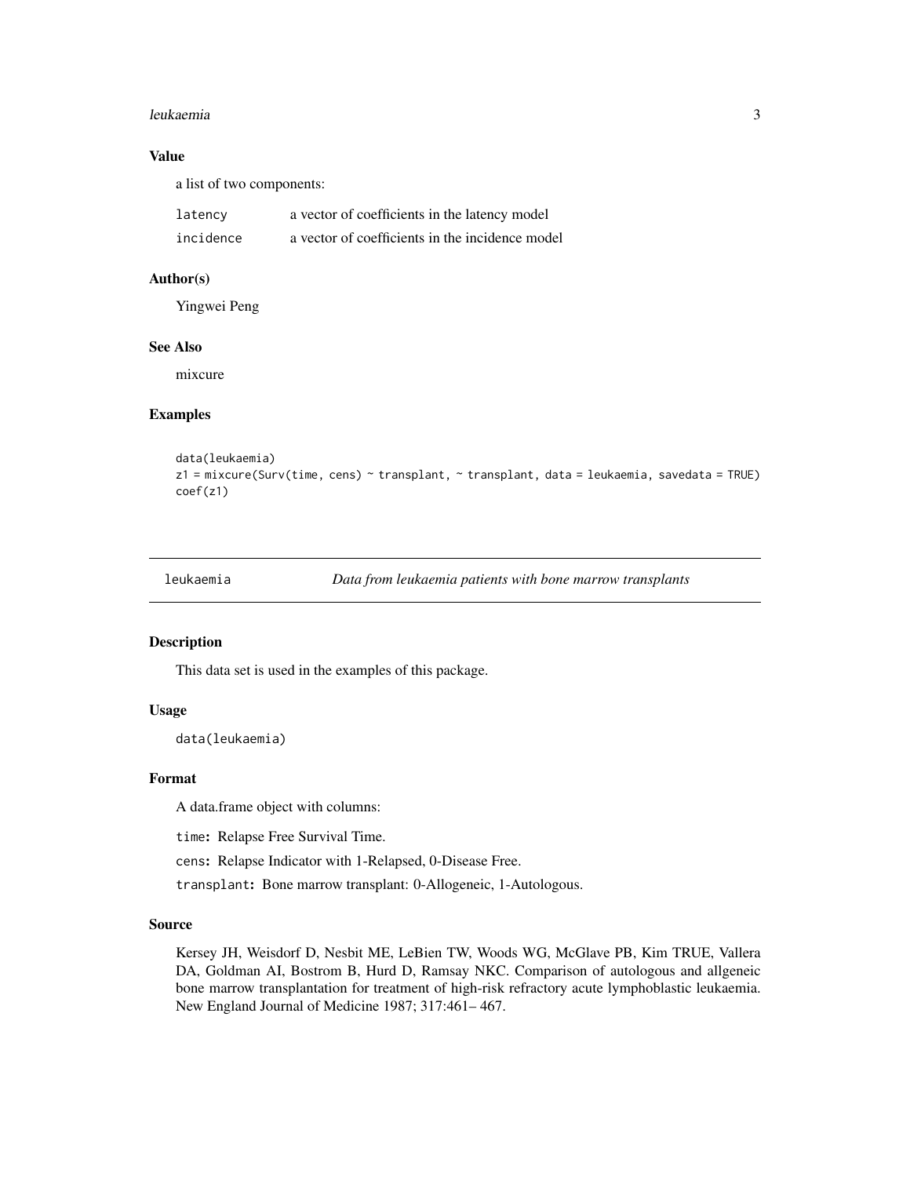### Value

a list of two components:

| | |
|---|---|
| `latency` | a vector of coefficients in the latency model |
| `incidence` | a vector of coefficients in the incidence model |

### Author(s)

Yingwei Peng

### See Also

mixcure

### Examples

```
data(leukaemia)
z1 = mixcure(Surv(time, cens) ~ transplant, ~ transplant, data = leukaemia, savedata = TRUE)
coef(z1)
```

## leukaemia — *Data from leukaemia patients with bone marrow transplants*

### Description

This data set is used in the examples of this package.

### Usage

```
data(leukaemia)
```

### Format

A data.frame object with columns:

`time`**:** Relapse Free Survival Time.

`cens`**:** Relapse Indicator with 1-Relapsed, 0-Disease Free.

`transplant`**:** Bone marrow transplant: 0-Allogeneic, 1-Autologous.

### Source

Kersey JH, Weisdorf D, Nesbit ME, LeBien TW, Woods WG, McGlave PB, Kim TRUE, Vallera DA, Goldman AI, Bostrom B, Hurd D, Ramsay NKC. Comparison of autologous and allgeneic bone marrow transplantation for treatment of high-risk refractory acute lymphoblastic leukaemia. New England Journal of Medicine 1987; 317:461– 467.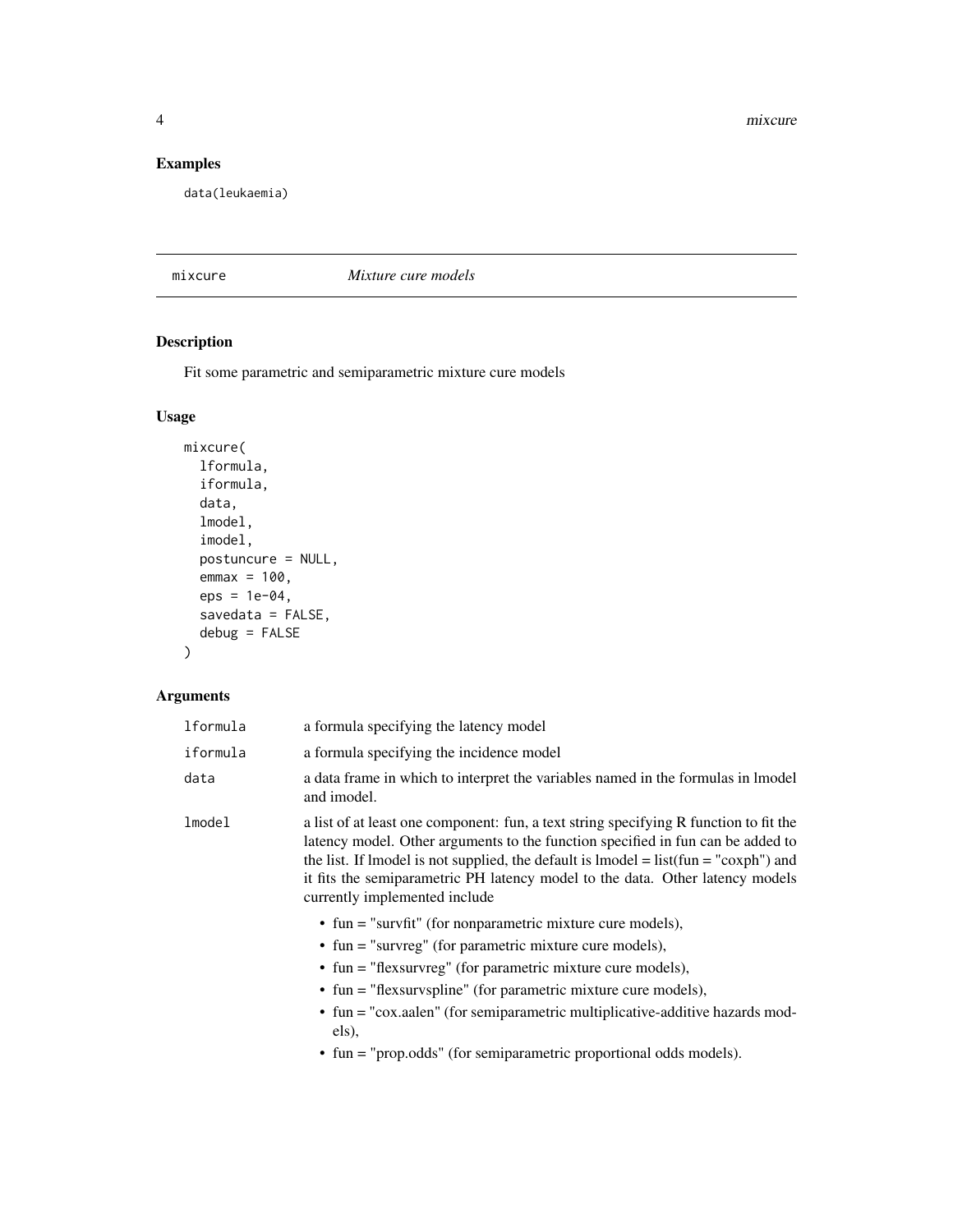## Examples

```
data(leukaemia)
```

---

## mixcure — *Mixture cure models*

### Description

Fit some parametric and semiparametric mixture cure models

### Usage

```
mixcure(
  lformula,
  iformula,
  data,
  lmodel,
  imodel,
  postuncure = NULL,
  emmax = 100,
  eps = 1e-04,
  savedata = FALSE,
  debug = FALSE
)
```

### Arguments

| | |
|---|---|
| `lformula` | a formula specifying the latency model |
| `iformula` | a formula specifying the incidence model |
| `data` | a data frame in which to interpret the variables named in the formulas in lmodel and imodel. |
| `lmodel` | a list of at least one component: fun, a text string specifying R function to fit the latency model. Other arguments to the function specified in fun can be added to the list. If lmodel is not supplied, the default is lmodel = list(fun = "coxph") and it fits the semiparametric PH latency model to the data. Other latency models currently implemented include<br>• fun = "survfit" (for nonparametric mixture cure models),<br>• fun = "survreg" (for parametric mixture cure models),<br>• fun = "flexsurvreg" (for parametric mixture cure models),<br>• fun = "flexsurvspline" (for parametric mixture cure models),<br>• fun = "cox.aalen" (for semiparametric multiplicative-additive hazards models),<br>• fun = "prop.odds" (for semiparametric proportional odds models). |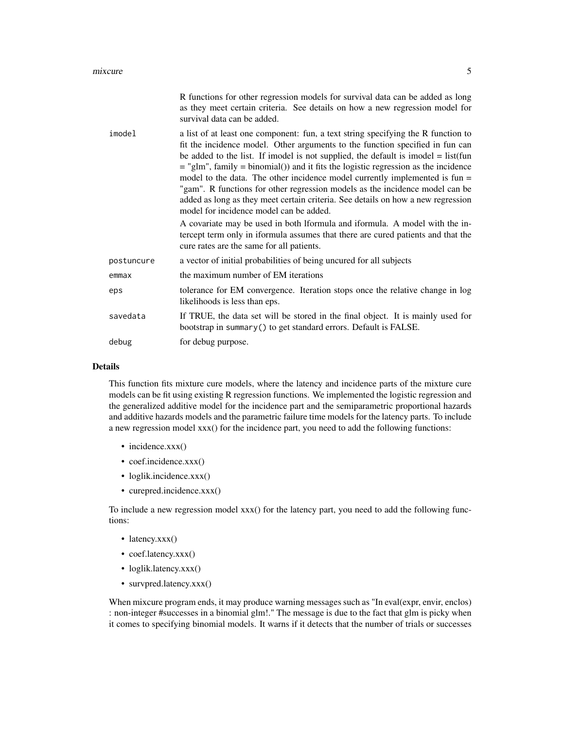R functions for other regression models for survival data can be added as long as they meet certain criteria. See details on how a new regression model for survival data can be added.

| | |
|---|---|
| imodel | a list of at least one component: fun, a text string specifying the R function to fit the incidence model. Other arguments to the function specified in fun can be added to the list. If imodel is not supplied, the default is imodel = list(fun = "glm", family = binomial()) and it fits the logistic regression as the incidence model to the data. The other incidence model currently implemented is fun = "gam". R functions for other regression models as the incidence model can be added as long as they meet certain criteria. See details on how a new regression model for incidence model can be added.<br><br>A covariate may be used in both lformula and iformula. A model with the intercept term only in iformula assumes that there are cured patients and that the cure rates are the same for all patients. |
| postuncure | a vector of initial probabilities of being uncured for all subjects |
| emmax | the maximum number of EM iterations |
| eps | tolerance for EM convergence. Iteration stops once the relative change in log likelihoods is less than eps. |
| savedata | If TRUE, the data set will be stored in the final object. It is mainly used for bootstrap in `summary()` to get standard errors. Default is FALSE. |
| debug | for debug purpose. |

## Details

This function fits mixture cure models, where the latency and incidence parts of the mixture cure models can be fit using existing R regression functions. We implemented the logistic regression and the generalized additive model for the incidence part and the semiparametric proportional hazards and additive hazards models and the parametric failure time models for the latency parts. To include a new regression model xxx() for the incidence part, you need to add the following functions:

- incidence.xxx()
- coef.incidence.xxx()
- loglik.incidence.xxx()
- curepred.incidence.xxx()

To include a new regression model xxx() for the latency part, you need to add the following functions:

- latency.xxx()
- coef.latency.xxx()
- loglik.latency.xxx()
- survpred.latency.xxx()

When mixcure program ends, it may produce warning messages such as "In eval(expr, envir, enclos) : non-integer #successes in a binomial glm!." The message is due to the fact that glm is picky when it comes to specifying binomial models. It warns if it detects that the number of trials or successes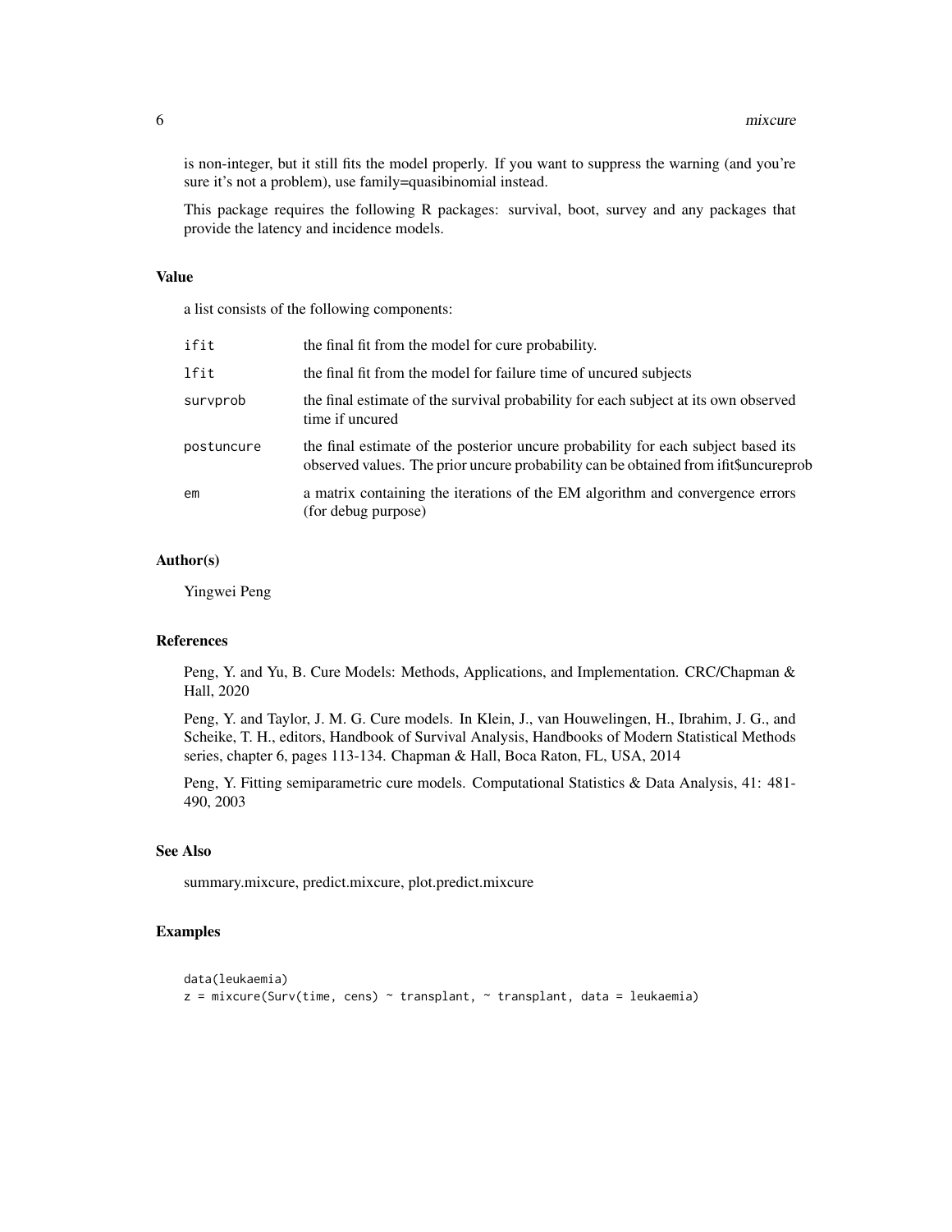is non-integer, but it still fits the model properly. If you want to suppress the warning (and you're sure it's not a problem), use family=quasibinomial instead.

This package requires the following R packages: survival, boot, survey and any packages that provide the latency and incidence models.

## Value

a list consists of the following components:

| | |
|---|---|
| `ifit` | the final fit from the model for cure probability. |
| `lfit` | the final fit from the model for failure time of uncured subjects |
| `survprob` | the final estimate of the survival probability for each subject at its own observed time if uncured |
| `postuncure` | the final estimate of the posterior uncure probability for each subject based its observed values. The prior uncure probability can be obtained from ifit$uncureprob |
| `em` | a matrix containing the iterations of the EM algorithm and convergence errors (for debug purpose) |

## Author(s)

Yingwei Peng

## References

Peng, Y. and Yu, B. Cure Models: Methods, Applications, and Implementation. CRC/Chapman & Hall, 2020

Peng, Y. and Taylor, J. M. G. Cure models. In Klein, J., van Houwelingen, H., Ibrahim, J. G., and Scheike, T. H., editors, Handbook of Survival Analysis, Handbooks of Modern Statistical Methods series, chapter 6, pages 113-134. Chapman & Hall, Boca Raton, FL, USA, 2014

Peng, Y. Fitting semiparametric cure models. Computational Statistics & Data Analysis, 41: 481-490, 2003

## See Also

summary.mixcure, predict.mixcure, plot.predict.mixcure

## Examples

```
data(leukaemia)
z = mixcure(Surv(time, cens) ~ transplant, ~ transplant, data = leukaemia)
```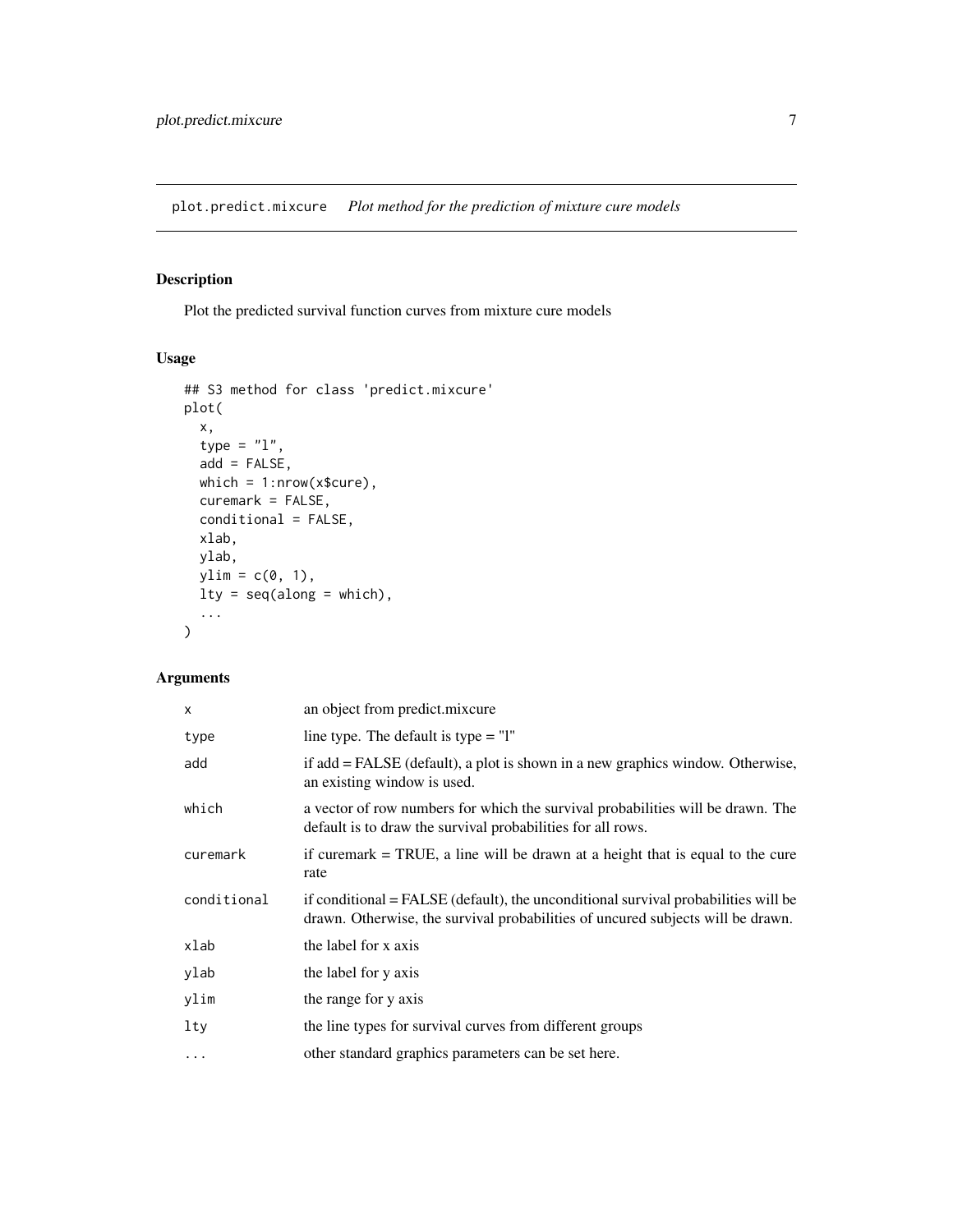## plot.predict.mixcure — *Plot method for the prediction of mixture cure models*

### Description

Plot the predicted survival function curves from mixture cure models

### Usage

```
## S3 method for class 'predict.mixcure'
plot(
  x,
  type = "l",
  add = FALSE,
  which = 1:nrow(x$cure),
  curemark = FALSE,
  conditional = FALSE,
  xlab,
  ylab,
  ylim = c(0, 1),
  lty = seq(along = which),
  ...
)
```

### Arguments

| | |
|---|---|
| `x` | an object from predict.mixcure |
| `type` | line type. The default is type = "l" |
| `add` | if add = FALSE (default), a plot is shown in a new graphics window. Otherwise, an existing window is used. |
| `which` | a vector of row numbers for which the survival probabilities will be drawn. The default is to draw the survival probabilities for all rows. |
| `curemark` | if curemark = TRUE, a line will be drawn at a height that is equal to the cure rate |
| `conditional` | if conditional = FALSE (default), the unconditional survival probabilities will be drawn. Otherwise, the survival probabilities of uncured subjects will be drawn. |
| `xlab` | the label for x axis |
| `ylab` | the label for y axis |
| `ylim` | the range for y axis |
| `lty` | the line types for survival curves from different groups |
| `...` | other standard graphics parameters can be set here. |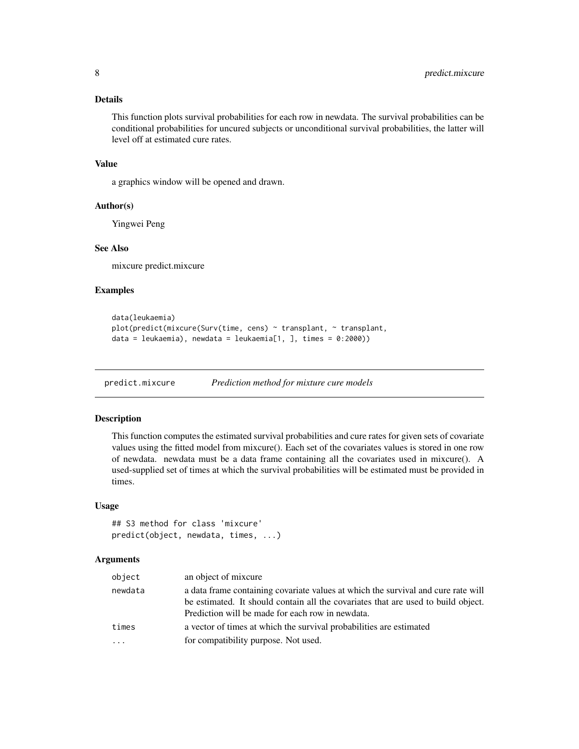### Details

This function plots survival probabilities for each row in newdata. The survival probabilities can be conditional probabilities for uncured subjects or unconditional survival probabilities, the latter will level off at estimated cure rates.

### Value

a graphics window will be opened and drawn.

### Author(s)

Yingwei Peng

### See Also

mixcure predict.mixcure

### Examples

```
data(leukaemia)
plot(predict(mixcure(Surv(time, cens) ~ transplant, ~ transplant,
data = leukaemia), newdata = leukaemia[1, ], times = 0:2000))
```

---

## predict.mixcure    *Prediction method for mixture cure models*

---

### Description

This function computes the estimated survival probabilities and cure rates for given sets of covariate values using the fitted model from mixcure(). Each set of the covariates values is stored in one row of newdata. newdata must be a data frame containing all the covariates used in mixcure(). A used-supplied set of times at which the survival probabilities will be estimated must be provided in times.

### Usage

```
## S3 method for class 'mixcure'
predict(object, newdata, times, ...)
```

### Arguments

| | |
|---|---|
| object | an object of mixcure |
| newdata | a data frame containing covariate values at which the survival and cure rate will be estimated. It should contain all the covariates that are used to build object. Prediction will be made for each row in newdata. |
| times | a vector of times at which the survival probabilities are estimated |
| ... | for compatibility purpose. Not used. |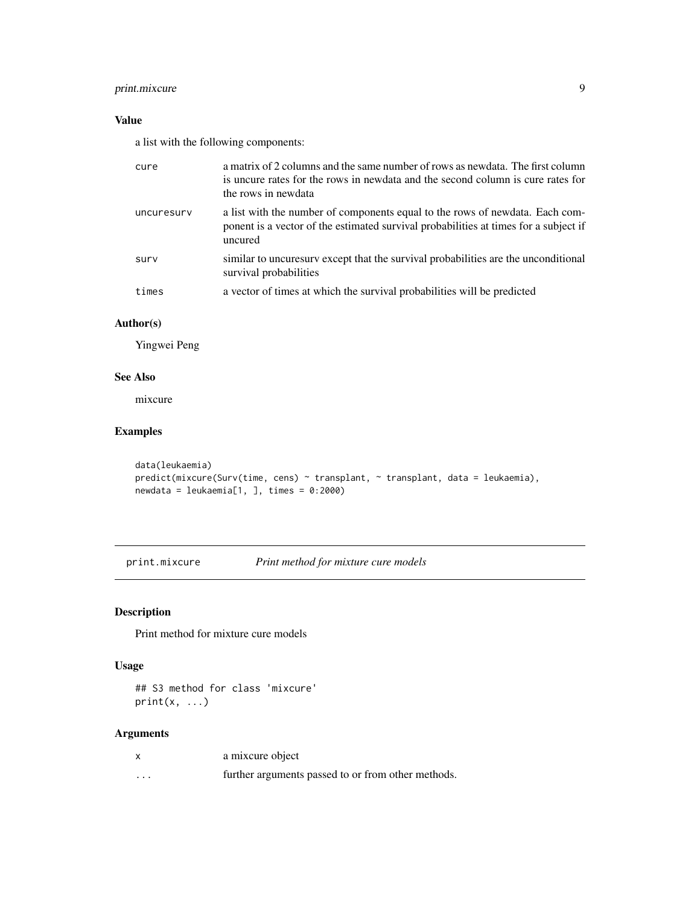### Value

a list with the following components:

| | |
|---|---|
| cure | a matrix of 2 columns and the same number of rows as newdata. The first column is uncure rates for the rows in newdata and the second column is cure rates for the rows in newdata |
| uncuresurv | a list with the number of components equal to the rows of newdata. Each component is a vector of the estimated survival probabilities at times for a subject if uncured |
| surv | similar to uncuresurv except that the survival probabilities are the unconditional survival probabilities |
| times | a vector of times at which the survival probabilities will be predicted |

### Author(s)

Yingwei Peng

### See Also

mixcure

### Examples

```
data(leukaemia)
predict(mixcure(Surv(time, cens) ~ transplant, ~ transplant, data = leukaemia),
newdata = leukaemia[1, ], times = 0:2000)
```

---

## print.mixcure *Print method for mixture cure models*

### Description

Print method for mixture cure models

### Usage

```
## S3 method for class 'mixcure'
print(x, ...)
```

### Arguments

| | |
|---|---|
| x | a mixcure object |
| ... | further arguments passed to or from other methods. |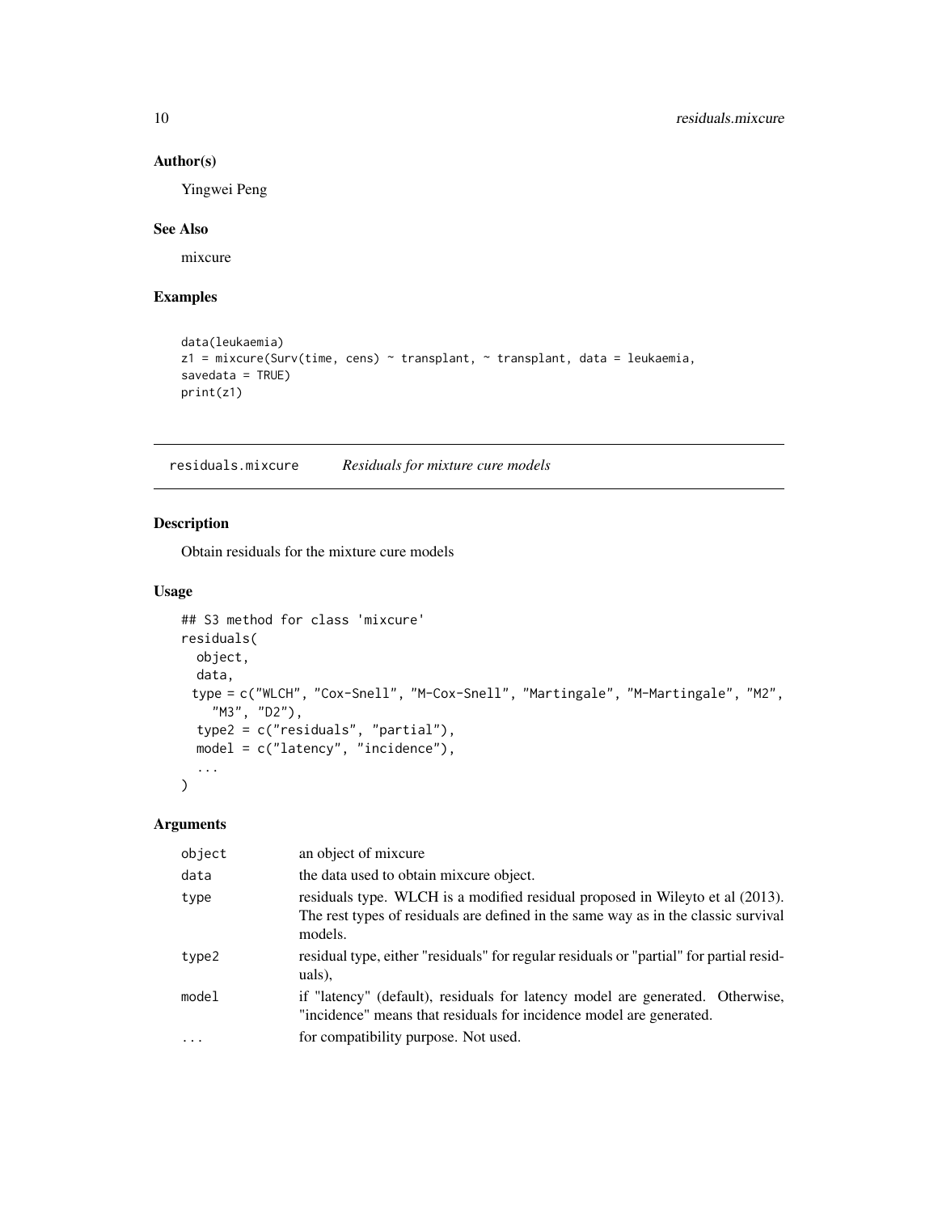## Author(s)

Yingwei Peng

## See Also

mixcure

## Examples

```
data(leukaemia)
z1 = mixcure(Surv(time, cens) ~ transplant, ~ transplant, data = leukaemia,
savedata = TRUE)
print(z1)
```

---

# residuals.mixcure *Residuals for mixture cure models*

## Description

Obtain residuals for the mixture cure models

## Usage

```
## S3 method for class 'mixcure'
residuals(
  object,
  data,
  type = c("WLCH", "Cox-Snell", "M-Cox-Snell", "Martingale", "M-Martingale", "M2",
    "M3", "D2"),
  type2 = c("residuals", "partial"),
  model = c("latency", "incidence"),
  ...
)
```

## Arguments

| | |
|---|---|
| object | an object of mixcure |
| data | the data used to obtain mixcure object. |
| type | residuals type. WLCH is a modified residual proposed in Wileyto et al (2013). The rest types of residuals are defined in the same way as in the classic survival models. |
| type2 | residual type, either "residuals" for regular residuals or "partial" for partial residuals), |
| model | if "latency" (default), residuals for latency model are generated. Otherwise, "incidence" means that residuals for incidence model are generated. |
| ... | for compatibility purpose. Not used. |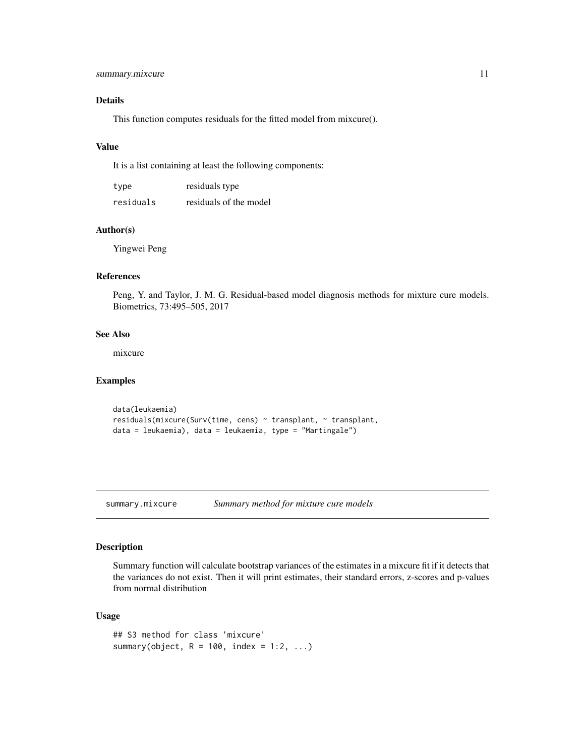### Details

This function computes residuals for the fitted model from mixcure().

### Value

It is a list containing at least the following components:

| | |
|---|---|
| `type` | residuals type |
| `residuals` | residuals of the model |

### Author(s)

Yingwei Peng

### References

Peng, Y. and Taylor, J. M. G. Residual-based model diagnosis methods for mixture cure models. Biometrics, 73:495–505, 2017

### See Also

mixcure

### Examples

```
data(leukaemia)
residuals(mixcure(Surv(time, cens) ~ transplant, ~ transplant,
data = leukaemia), data = leukaemia, type = "Martingale")
```

---

## summary.mixcure — *Summary method for mixture cure models*

---

### Description

Summary function will calculate bootstrap variances of the estimates in a mixcure fit if it detects that the variances do not exist. Then it will print estimates, their standard errors, z-scores and p-values from normal distribution

### Usage

```
## S3 method for class 'mixcure'
summary(object, R = 100, index = 1:2, ...)
```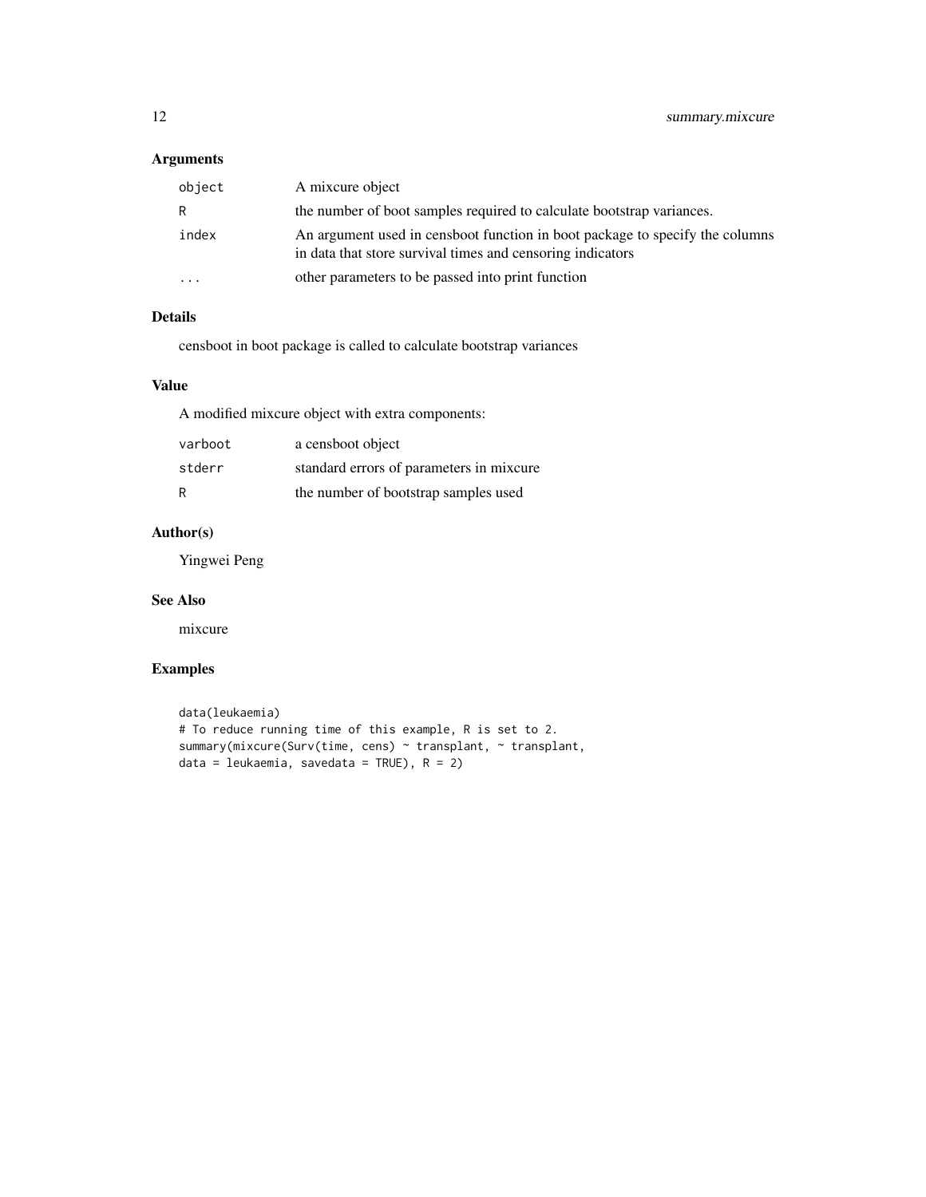### Arguments

| | |
|---|---|
| `object` | A mixcure object |
| `R` | the number of boot samples required to calculate bootstrap variances. |
| `index` | An argument used in censboot function in boot package to specify the columns in data that store survival times and censoring indicators |
| `...` | other parameters to be passed into print function |

### Details

censboot in boot package is called to calculate bootstrap variances

### Value

A modified mixcure object with extra components:

| | |
|---|---|
| `varboot` | a censboot object |
| `stderr` | standard errors of parameters in mixcure |
| `R` | the number of bootstrap samples used |

### Author(s)

Yingwei Peng

### See Also

mixcure

### Examples

```
data(leukaemia)
# To reduce running time of this example, R is set to 2.
summary(mixcure(Surv(time, cens) ~ transplant, ~ transplant,
data = leukaemia, savedata = TRUE), R = 2)
```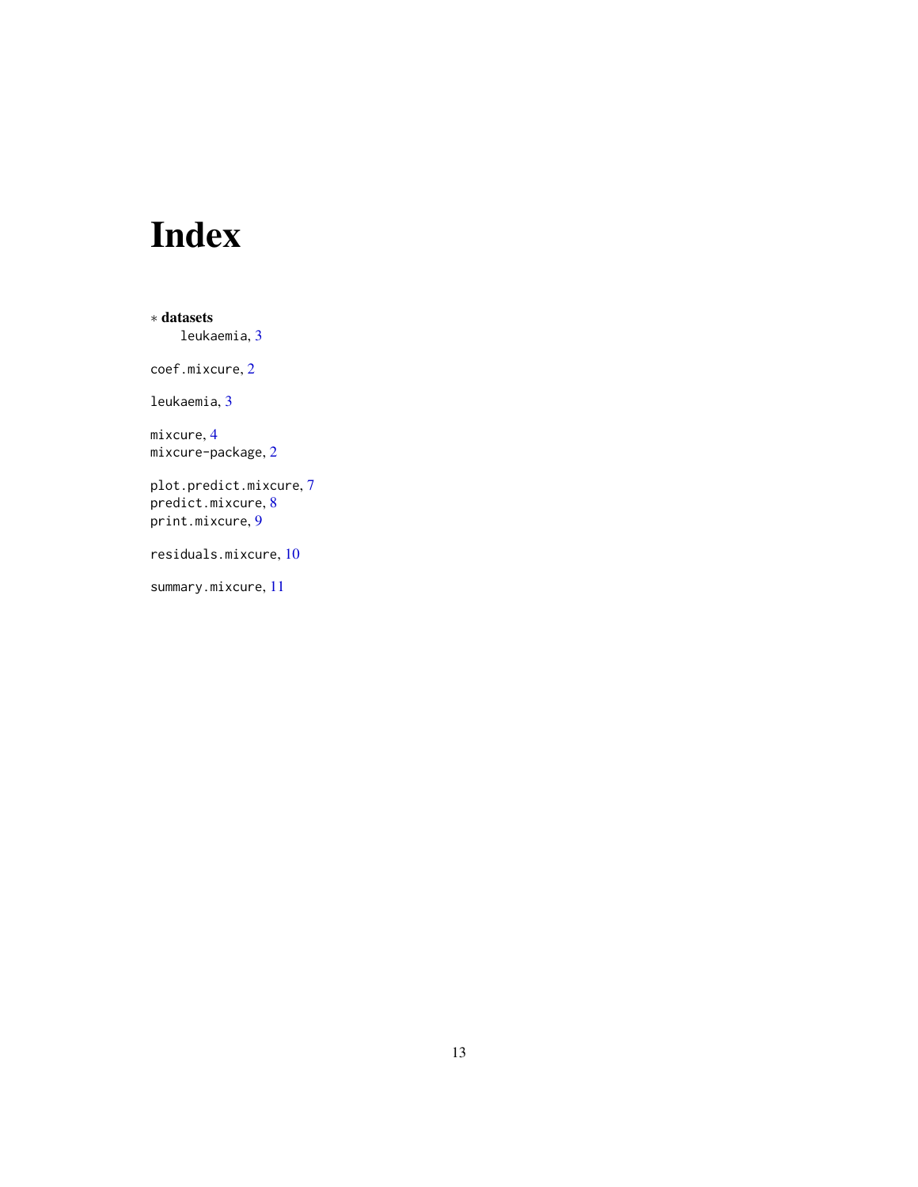# Index

∗ **datasets**
    leukaemia, 3

coef.mixcure, 2

leukaemia, 3

mixcure, 4
mixcure-package, 2

plot.predict.mixcure, 7
predict.mixcure, 8
print.mixcure, 9

residuals.mixcure, 10

summary.mixcure, 11